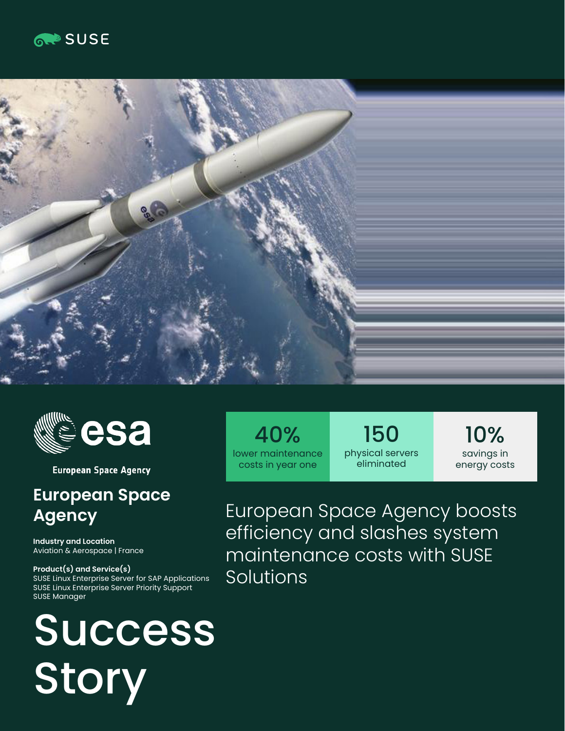SUSE

European Space Agency

# European Space Agency

**Industry and Location**
Aviation & Aerospace | France

**Product(s) and Service(s)**
SUSE Linux Enterprise Server for SAP Applications
SUSE Linux Enterprise Server Priority Support
SUSE Manager

# Success Story

| 40% | 150 | 10% |
|---|---|---|
| lower maintenance costs in year one | physical servers eliminated | savings in energy costs |

## European Space Agency boosts efficiency and slashes system maintenance costs with SUSE Solutions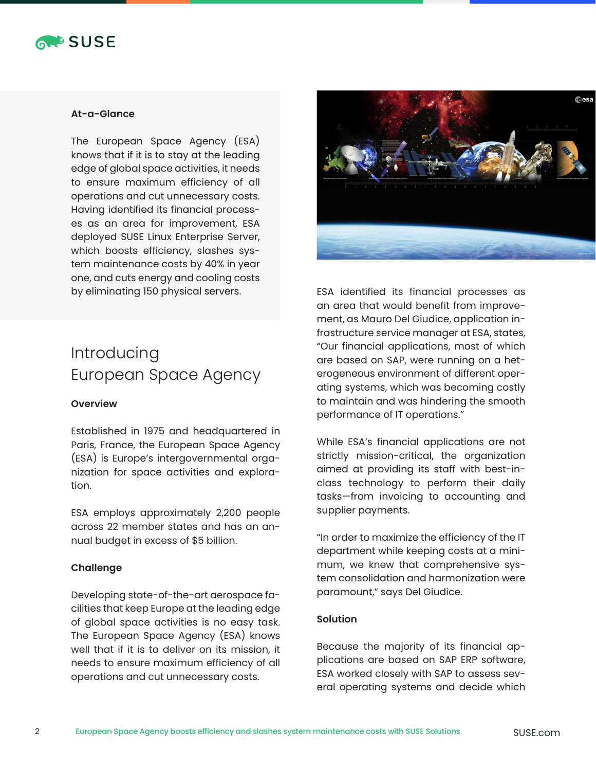### At-a-Glance

The European Space Agency (ESA) knows that if it is to stay at the leading edge of global space activities, it needs to ensure maximum efficiency of all operations and cut unnecessary costs. Having identified its financial processes as an area for improvement, ESA deployed SUSE Linux Enterprise Server, which boosts efficiency, slashes system maintenance costs by 40% in year one, and cuts energy and cooling costs by eliminating 150 physical servers.

## Introducing European Space Agency

### Overview

Established in 1975 and headquartered in Paris, France, the European Space Agency (ESA) is Europe's intergovernmental organization for space activities and exploration.

ESA employs approximately 2,200 people across 22 member states and has an annual budget in excess of $5 billion.

### Challenge

Developing state-of-the-art aerospace facilities that keep Europe at the leading edge of global space activities is no easy task. The European Space Agency (ESA) knows well that if it is to deliver on its mission, it needs to ensure maximum efficiency of all operations and cut unnecessary costs.

ESA identified its financial processes as an area that would benefit from improvement, as Mauro Del Giudice, application infrastructure service manager at ESA, states, "Our financial applications, most of which are based on SAP, were running on a heterogeneous environment of different operating systems, which was becoming costly to maintain and was hindering the smooth performance of IT operations."

While ESA's financial applications are not strictly mission-critical, the organization aimed at providing its staff with best-in-class technology to perform their daily tasks—from invoicing to accounting and supplier payments.

"In order to maximize the efficiency of the IT department while keeping costs at a minimum, we knew that comprehensive system consolidation and harmonization were paramount," says Del Giudice.

### Solution

Because the majority of its financial applications are based on SAP ERP software, ESA worked closely with SAP to assess several operating systems and decide which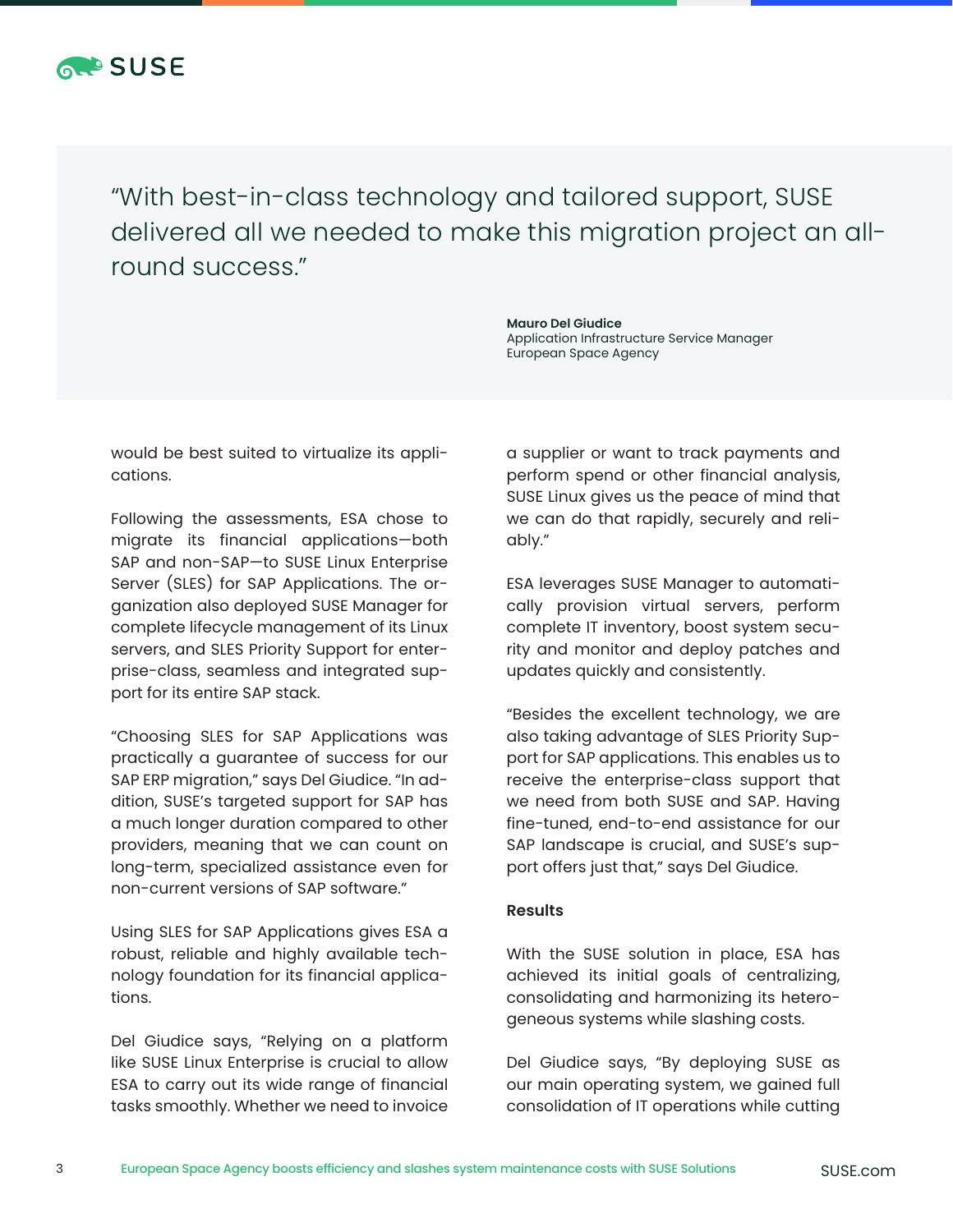> "With best-in-class technology and tailored support, SUSE delivered all we needed to make this migration project an all-round success."
>
> **Mauro Del Giudice**
> Application Infrastructure Service Manager
> European Space Agency

would be best suited to virtualize its applications.

Following the assessments, ESA chose to migrate its financial applications—both SAP and non-SAP—to SUSE Linux Enterprise Server (SLES) for SAP Applications. The organization also deployed SUSE Manager for complete lifecycle management of its Linux servers, and SLES Priority Support for enterprise-class, seamless and integrated support for its entire SAP stack.

"Choosing SLES for SAP Applications was practically a guarantee of success for our SAP ERP migration," says Del Giudice. "In addition, SUSE's targeted support for SAP has a much longer duration compared to other providers, meaning that we can count on long-term, specialized assistance even for non-current versions of SAP software."

Using SLES for SAP Applications gives ESA a robust, reliable and highly available technology foundation for its financial applications.

Del Giudice says, "Relying on a platform like SUSE Linux Enterprise is crucial to allow ESA to carry out its wide range of financial tasks smoothly. Whether we need to invoice a supplier or want to track payments and perform spend or other financial analysis, SUSE Linux gives us the peace of mind that we can do that rapidly, securely and reliably."

ESA leverages SUSE Manager to automatically provision virtual servers, perform complete IT inventory, boost system security and monitor and deploy patches and updates quickly and consistently.

"Besides the excellent technology, we are also taking advantage of SLES Priority Support for SAP applications. This enables us to receive the enterprise-class support that we need from both SUSE and SAP. Having fine-tuned, end-to-end assistance for our SAP landscape is crucial, and SUSE's support offers just that," says Del Giudice.

**Results**

With the SUSE solution in place, ESA has achieved its initial goals of centralizing, consolidating and harmonizing its heterogeneous systems while slashing costs.

Del Giudice says, "By deploying SUSE as our main operating system, we gained full consolidation of IT operations while cutting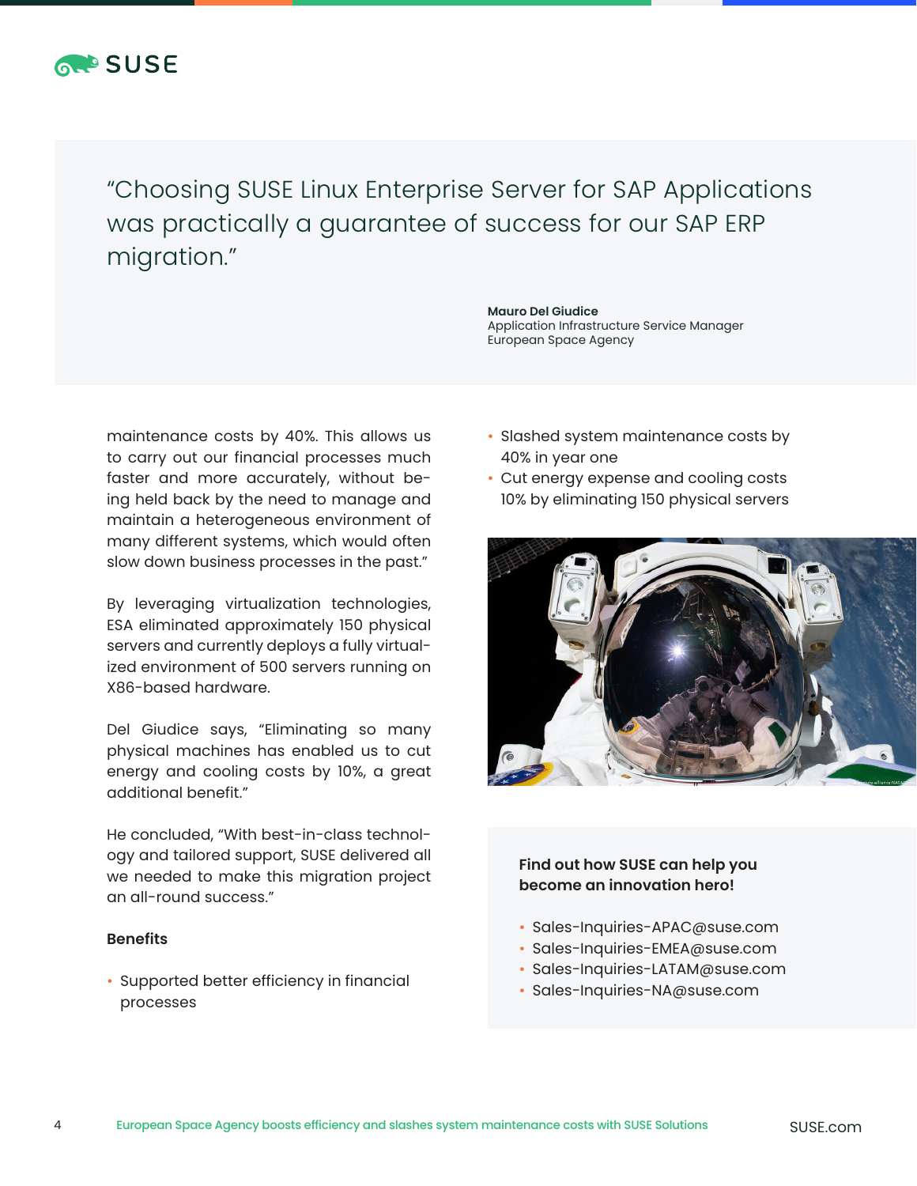> "Choosing SUSE Linux Enterprise Server for SAP Applications was practically a guarantee of success for our SAP ERP migration."
>
> **Mauro Del Giudice**
> Application Infrastructure Service Manager
> European Space Agency

maintenance costs by 40%. This allows us to carry out our financial processes much faster and more accurately, without being held back by the need to manage and maintain a heterogeneous environment of many different systems, which would often slow down business processes in the past."

By leveraging virtualization technologies, ESA eliminated approximately 150 physical servers and currently deploys a fully virtualized environment of 500 servers running on X86-based hardware.

Del Giudice says, "Eliminating so many physical machines has enabled us to cut energy and cooling costs by 10%, a great additional benefit."

He concluded, "With best-in-class technology and tailored support, SUSE delivered all we needed to make this migration project an all-round success."

### Benefits

- Supported better efficiency in financial processes
- Slashed system maintenance costs by 40% in year one
- Cut energy expense and cooling costs 10% by eliminating 150 physical servers

**Find out how SUSE can help you become an innovation hero!**

- Sales-Inquiries-APAC@suse.com
- Sales-Inquiries-EMEA@suse.com
- Sales-Inquiries-LATAM@suse.com
- Sales-Inquiries-NA@suse.com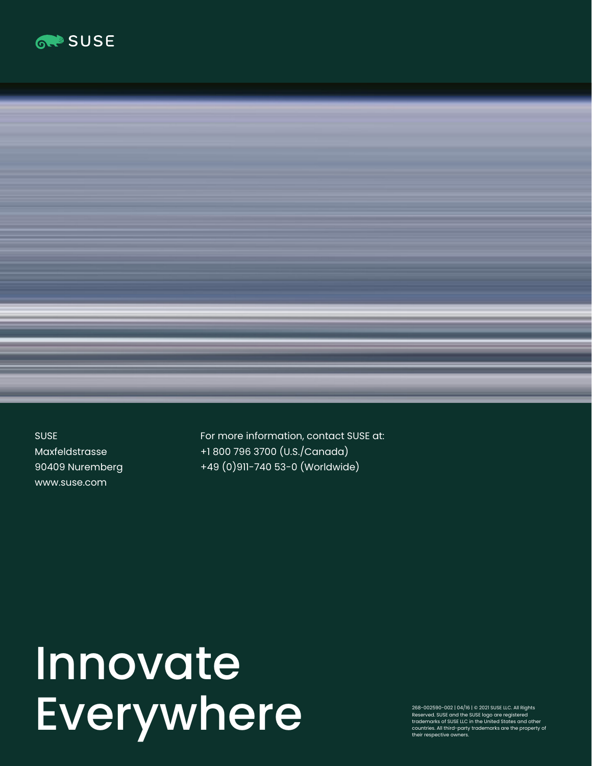SUSE

SUSE
Maxfeldstrasse
90409 Nuremberg
www.suse.com

For more information, contact SUSE at:
+1 800 796 3700 (U.S./Canada)
+49 (0)911-740 53-0 (Worldwide)

# Innovate Everywhere

268-002590-002 | 04/16 | © 2021 SUSE LLC. All Rights Reserved. SUSE and the SUSE logo are registered trademarks of SUSE LLC in the United States and other countries. All third-party trademarks are the property of their respective owners.